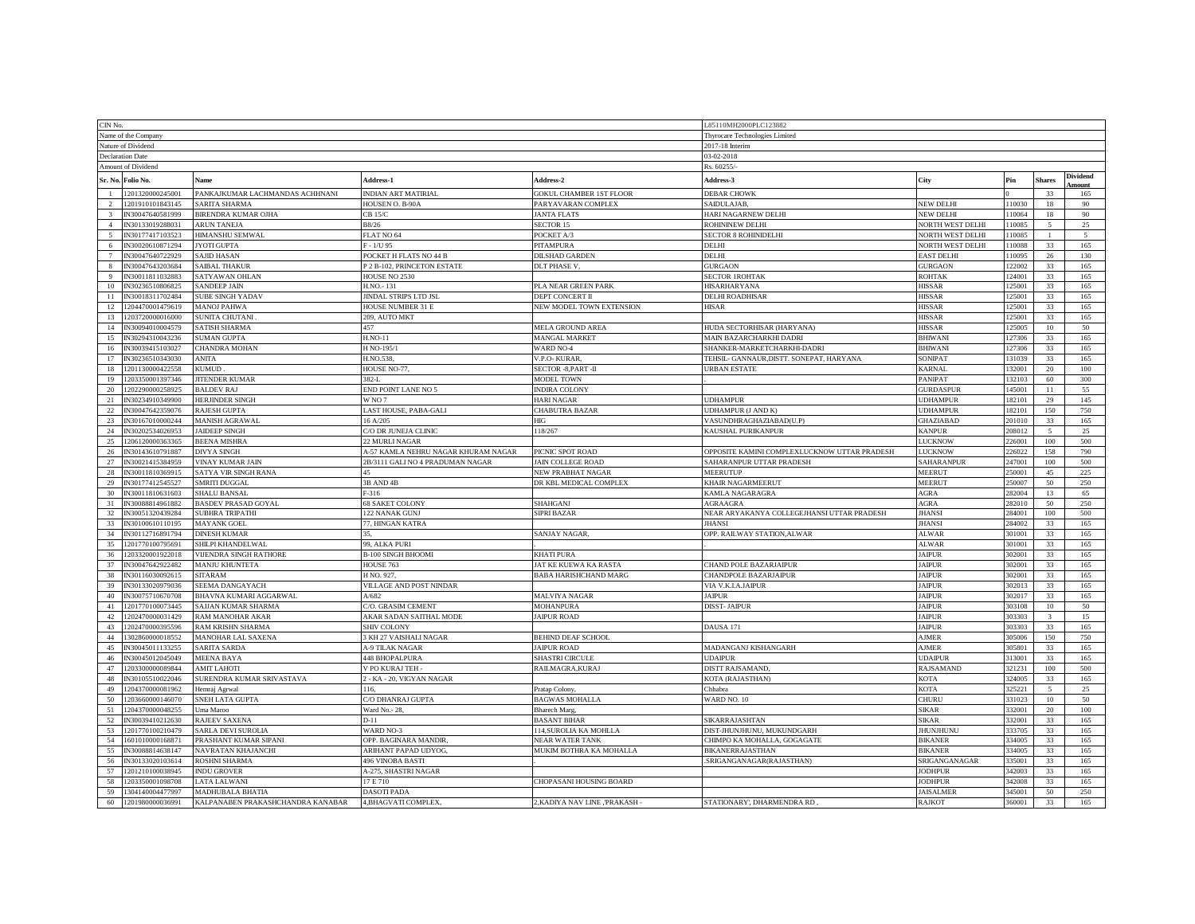| CIN No. | | | | L85110MH2000PLC123882 | | | | |
|---|---|---|---|---|---|---|---|---|
| Name of the Company | | | | Thyrocare Technologies Limited | | | | |
| Nature of Dividend | | | | 2017-18 Interim | | | | |
| Declaration Date | | | | 03-02-2018 | | | | |
| Amount of Dividend | | | | Rs. 60255/- | | | | |

| Sr. No. | Folio No. | Name | Address-1 | Address-2 | Address-3 | City | Pin | Shares | Dividend Amount |
|---|---|---|---|---|---|---|---|---|---|
| 1 | 1201320000245001 | PANKAJKUMAR LACHMANDAS ACHHNANI | INDIAN ART MATIRIAL | GOKUL CHAMBER 1ST FLOOR | DEBAR CHOWK | | 0 | 33 | 165 |
| 2 | 1201910101843145 | SARITA SHARMA | HOUSEN O. B-90A | PARYAVARAN COMPLEX | SAIDULAJAB, | NEW DELHI | 110030 | 18 | 90 |
| 3 | IN30047640581999 | BIRENDRA KUMAR OJHA | CB 15/C | JANTA FLATS | HARI NAGARNEW DELHI | NEW DELHI | 110064 | 18 | 90 |
| 4 | IN30133019288031 | ARUN TANEJA | B8/26 | SECTOR 15 | ROHININEW DELHI | NORTH WEST DELHI | 110085 | 5 | 25 |
| 5 | IN30177417103523 | HIMANSHU SEMWAL | FLAT NO 64 | POCKET A/3 | SECTOR 8 ROHINIDELHI | NORTH WEST DELHI | 110085 | 1 | 5 |
| 6 | IN30020610871294 | JYOTI GUPTA | F - 1/U 95 | PITAMPURA | DELHI | NORTH WEST DELHI | 110088 | 33 | 165 |
| 7 | IN30047640722929 | SAJID HASAN | POCKET H FLATS NO 44 B | DILSHAD GARDEN | DELHI | EAST DELHI | 110095 | 26 | 130 |
| 8 | IN30047643203684 | SAIBAL THAKUR | P 2 B-102, PRINCETON ESTATE | DLT PHASE V, | GURGAON | GURGAON | 122002 | 33 | 165 |
| 9 | IN30011811032883 | SATYAWAN OHLAN | HOUSE NO 2530 | | SECTOR 1ROHTAK | ROHTAK | 124001 | 33 | 165 |
| 10 | IN30236510806825 | SANDEEP JAIN | H.NO.- 131 | PLA NEAR GREEN PARK | HISARHARYANA | HISSAR | 125001 | 33 | 165 |
| 11 | IN30018311702484 | SUBE SINGH YADAV | JINDAL STRIPS LTD JSL | DEPT CONCERT II | DELHI ROADHISAR | HISSAR | 125001 | 33 | 165 |
| 12 | 1204470001479619 | MANOJ PAHWA | HOUSE NUMBER 31 E | NEW MODEL TOWN EXTENSION | HISAR | HISSAR | 125001 | 33 | 165 |
| 13 | 1203720000016000 | SUNITA CHUTANI . | 209, AUTO MKT | | | HISSAR | 125001 | 33 | 165 |
| 14 | IN30094010004579 | SATISH SHARMA | 457 | MELA GROUND AREA | HUDA SECTORHISAR (HARYANA) | HISSAR | 125005 | 10 | 50 |
| 15 | IN30294310043236 | SUMAN GUPTA | H.NO-11 | MANGAL MARKET | MAIN BAZARCHARKHI DADRI | BHIWANI | 127306 | 33 | 165 |
| 16 | IN30039415103027 | CHANDRA MOHAN | H NO-195/1 | WARD NO-4 | SHANKER-MARKETCHARKHI-DADRI | BHIWANI | 127306 | 33 | 165 |
| 17 | IN30236510343030 | ANITA | H.NO.538, | V.P.O- KURAR, | TEHSIL- GANNAUR,DISTT. SONEPAT, HARYANA | SONIPAT | 131039 | 33 | 165 |
| 18 | 1201130000422558 | KUMUD . | HOUSE NO-77, | SECTOR -8,PART -II | URBAN ESTATE | KARNAL | 132001 | 20 | 100 |
| 19 | 1203350001397346 | JITENDER KUMAR | 382-L | MODEL TOWN | . | PANIPAT | 132103 | 60 | 300 |
| 20 | 1202290000258925 | BALDEV RAJ | END POINT LANE NO 5 | INDIRA COLONY | | GURDASPUR | 145001 | 11 | 55 |
| 21 | IN30234910349900 | HERJINDER SINGH | W NO 7 | HARI NAGAR | UDHAMPUR | UDHAMPUR | 182101 | 29 | 145 |
| 22 | IN30047642359076 | RAJESH GUPTA | LAST HOUSE, PABA-GALI | CHABUTRA BAZAR | UDHAMPUR (J AND K) | UDHAMPUR | 182101 | 150 | 750 |
| 23 | IN30167010000244 | MANISH AGRAWAL | 16 A/205 | HIG | VASUNDHRAGHAZIABAD(U.P) | GHAZIABAD | 201010 | 33 | 165 |
| 24 | IN30202534026953 | JAIDEEP SINGH | C/O DR JUNEJA CLINIC | 118/267 | KAUSHAL PURIKANPUR | KANPUR | 208012 | 5 | 25 |
| 25 | 1206120000363365 | BEENA MISHRA | 22 MURLI NAGAR | | | LUCKNOW | 226001 | 100 | 500 |
| 26 | IN30143610791887 | DIVYA SINGH | A-57 KAMLA NEHRU NAGAR KHURAM NAGAR | PICNIC SPOT ROAD | OPPOSITE KAMINI COMPLEXLUCKNOW UTTAR PRADESH | LUCKNOW | 226022 | 158 | 790 |
| 27 | IN30021415384959 | VINAY KUMAR JAIN | 2B/3111 GALI NO 4 PRADUMAN NAGAR | JAIN COLLEGE ROAD | SAHARANPUR UTTAR PRADESH | SAHARANPUR | 247001 | 100 | 500 |
| 28 | IN30011810369915 | SATYA VIR SINGH RANA | 45 | NEW PRABHAT NAGAR | MEERUTUP | MEERUT | 250001 | 45 | 225 |
| 29 | IN30177412545527 | SMRITI DUGGAL | 3B AND 4B | DR KBL MEDICAL COMPLEX | KHAIR NAGARMEERUT | MEERUT | 250007 | 50 | 250 |
| 30 | IN30011810631603 | SHALU BANSAL | F-316 | | KAMLA NAGARAGRA | AGRA | 282004 | 13 | 65 |
| 31 | IN30088814961882 | BASDEV PRASAD GOYAL | 68 SAKET COLONY | SHAHGANJ | AGRAAGRA | AGRA | 282010 | 50 | 250 |
| 32 | IN30051320439284 | SUBHRA TRIPATHI | 122 NANAK GUNJ | SIPRI BAZAR | NEAR ARYAKANYA COLLEGEJHANSI UTTAR PRADESH | JHANSI | 284001 | 100 | 500 |
| 33 | IN30100610110195 | MAYANK GOEL | 77, HINGAN KATRA | | JHANSI | JHANSI | 284002 | 33 | 165 |
| 34 | IN30112716891794 | DINESH KUMAR | 35, | SANJAY NAGAR, | OPP. RAILWAY STATION,ALWAR | ALWAR | 301001 | 33 | 165 |
| 35 | 1201770100795691 | SHILPI KHANDELWAL | 99, ALKA PURI | | . | ALWAR | 301001 | 33 | 165 |
| 36 | 1203320001922018 | VIJENDRA SINGH RATHORE | B-100 SINGH BHOOMI | KHATI PURA | | JAIPUR | 302001 | 33 | 165 |
| 37 | IN30047642922482 | MANJU KHUNTETA | HOUSE 763 | JAT KE KUEWA KA RASTA | CHAND POLE BAZARJAIPUR | JAIPUR | 302001 | 33 | 165 |
| 38 | IN30116030092615 | SITARAM | H NO. 927, | BABA HARISHCHAND MARG | CHANDPOLE BAZARJAIPUR | JAIPUR | 302001 | 33 | 165 |
| 39 | IN30133020979036 | SEEMA DANGAYACH | VILLAGE AND POST NINDAR | | VIA V.K.I.A.JAIPUR | JAIPUR | 302013 | 33 | 165 |
| 40 | IN30075710670708 | BHAVNA KUMARI AGGARWAL | A/682 | MALVIYA NAGAR | JAIPUR | JAIPUR | 302017 | 33 | 165 |
| 41 | 1201770100073445 | SAJJAN KUMAR SHARMA | C/O. GRASIM CEMENT | MOHANPURA | DISST- JAIPUR | JAIPUR | 303108 | 10 | 50 |
| 42 | 1202470000031429 | RAM MANOHAR AKAR | AKAR SADAN SAITHAL MODE | JAIPUR ROAD | | JAIPUR | 303303 | 3 | 15 |
| 43 | 1202470000395596 | RAM KRISHN SHARMA | SHIV COLONY | | DAUSA 171 | JAIPUR | 303303 | 33 | 165 |
| 44 | 1302860000018552 | MANOHAR LAL SAXENA | 3 KH 27 VAISHALI NAGAR | BEHIND DEAF SCHOOL | | AJMER | 305006 | 150 | 750 |
| 45 | IN30045011133255 | SARITA SARDA | A-9 TILAK NAGAR | JAIPUR ROAD | MADANGANJ KISHANGARH | AJMER | 305801 | 33 | 165 |
| 46 | IN30045012045049 | MEENA BAYA | 448 BHOPALPURA | SHASTRI CIRCULE | UDAIPUR | UDAIPUR | 313001 | 33 | 165 |
| 47 | 1203300000089844 | AMIT LAHOTI | V PO KURAJ TEH - | RAILMAGRA,KURAJ | DISTT RAJSAMAND, | RAJSAMAND | 321231 | 100 | 500 |
| 48 | IN30105510022046 | SURENDRA KUMAR SRIVASTAVA | 2 - KA - 20, VIGYAN NAGAR | | KOTA (RAJASTHAN) | KOTA | 324005 | 33 | 165 |
| 49 | 1204370000081962 | Hemraj Agrwal | 116, | Pratap Colony, | Chhabra | KOTA | 325221 | 5 | 25 |
| 50 | 1203660000146070 | SNEH LATA GUPTA | C/O DHANRAJ GUPTA | BAGWAS MOHALLA | WARD NO. 10 | CHURU | 331023 | 10 | 50 |
| 51 | 1204370000048255 | Uma Maroo | Ward No.- 28, | Bharech Marg, | | SIKAR | 332001 | 20 | 100 |
| 52 | IN30039410212630 | RAJEEV SAXENA | D-11 | BASANT BIHAR | SIKARRAJASHTAN | SIKAR | 332001 | 33 | 165 |
| 53 | 1201770100210479 | SARLA DEVI SUROLIA | WARD NO-3 | 114,SUROLIA KA MOHLLA | DIST-JHUNJHUNU, MUKUNDGARH | JHUNJHUNU | 333705 | 33 | 165 |
| 54 | 1601010000168871 | PRASHANT KUMAR SIPANI | OPP. BAGINARA MANDIR, | NEAR WATER TANK | CHIMPO KA MOHALLA, GOGAGATE | BIKANER | 334005 | 33 | 165 |
| 55 | IN30088814638147 | NAVRATAN KHAJANCHI | ARIHANT PAPAD UDYOG, | MUKIM BOTHRA KA MOHALLA | BIKANERRAJASTHAN | BIKANER | 334005 | 33 | 165 |
| 56 | IN30133020103614 | ROSHNI SHARMA | 496 VINOBA BASTI | . | .SRIGANGANAGAR(RAJASTHAN) | SRIGANGANAGAR | 335001 | 33 | 165 |
| 57 | 1201210100038945 | INDU GROVER | A-275, SHASTRI NAGAR | | | JODHPUR | 342003 | 33 | 165 |
| 58 | 1203350001098708 | LATA LALWANI | 17 E 710 | CHOPASANI HOUSING BOARD | | JODHPUR | 342008 | 33 | 165 |
| 59 | 1304140004477997 | MADHUBALA BHATIA | DASOTI PADA | | | JAISALMER | 345001 | 50 | 250 |
| 60 | 1201980000036991 | KALPANABEN PRAKASHCHANDRA KANABAR | 4,BHAGVATI COMPLEX, | 2,KADIYA NAV LINE ,'PRAKASH - | STATIONARY', DHARMENDRA RD , | RAJKOT | 360001 | 33 | 165 |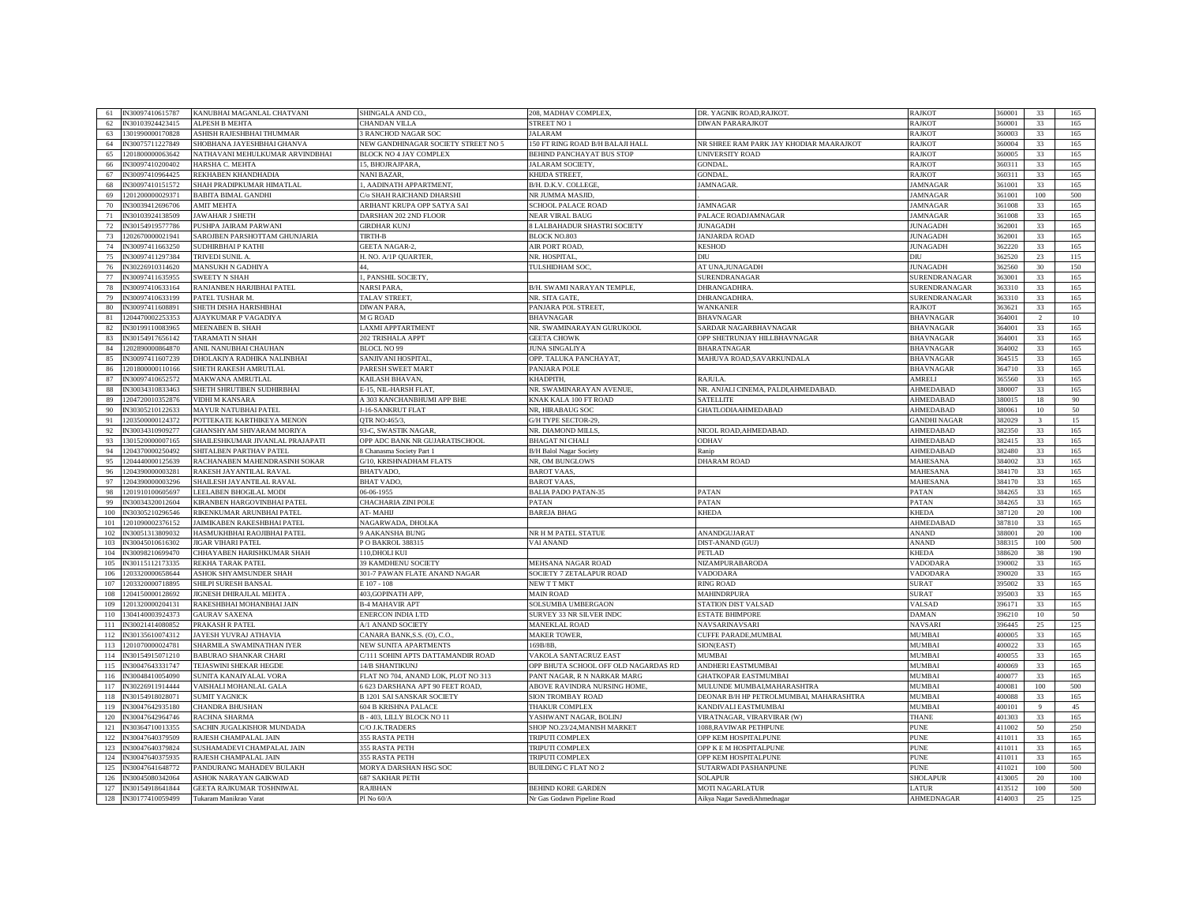| 61 | IN30097410615787 | KANUBHAI MAGANLAL CHATVANI | SHINGALA AND CO., | 208, MADHAV COMPLEX, | DR. YAGNIK ROAD,RAJKOT. | RAJKOT | 360001 | 33 | 165 |
|---|---|---|---|---|---|---|---|---|---|
| 62 | IN30103924423415 | ALPESH B MEHTA | CHANDAN VILLA | STREET NO 1 | DIWAN PARARAJKOT | RAJKOT | 360001 | 33 | 165 |
| 63 | 1301990000170828 | ASHISH RAJESHBHAI THUMMAR | 3 RANCHOD NAGAR SOC | JALARAM | | RAJKOT | 360003 | 33 | 165 |
| 64 | IN30075711227849 | SHOBHANA JAYESHBHAI GHANVA | NEW GANDHINAGAR SOCIETY STREET NO 5 | 150 FT RING ROAD B/H BALAJI HALL | NR SHREE RAM PARK JAY KHODIAR MAARAJKOT | RAJKOT | 360004 | 33 | 165 |
| 65 | 1201800000063642 | NATHAVANI MEHULKUMAR ARVINDBHAI | BLOCK NO 4 JAY COMPLEX | BEHIND PANCHAYAT BUS STOP | UNIVERSITY ROAD | RAJKOT | 360005 | 33 | 165 |
| 66 | IN30097410200402 | HARSHA C. MEHTA | 15, BHOJRAJPARA, | JALARAM SOCIETY, | GONDAL. | RAJKOT | 360311 | 33 | 165 |
| 67 | IN30097410964425 | REKHABEN KHANDHADIA | NANI BAZAR, | KHIJDA STREET, | GONDAL. | RAJKOT | 360311 | 33 | 165 |
| 68 | IN30097410151572 | SHAH PRADIPKUMAR HIMATLAL | 1, AADINATH APPARTMENT, | B/H. D.K.V. COLLEGE, | JAMNAGAR. | JAMNAGAR | 361001 | 33 | 165 |
| 69 | 1201200000029371 | BABITA BIMAL GANDHI | C/o SHAH RAICHAND DHARSHI | NR JUMMA MASJID, | . | JAMNAGAR | 361001 | 100 | 500 |
| 70 | IN30039412696706 | AMIT MEHTA | ARIHANT KRUPA OPP SATYA SAI | SCHOOL PALACE ROAD | JAMNAGAR | JAMNAGAR | 361008 | 33 | 165 |
| 71 | IN30103924138509 | JAWAHAR J SHETH | DARSHAN 202 2ND FLOOR | NEAR VIRAL BAUG | PALACE ROADJAMNAGAR | JAMNAGAR | 361008 | 33 | 165 |
| 72 | IN30154919577786 | PUSHPA JAIRAM PARWANI | GIRDHAR KUNJ | 8 LALBAHADUR SHASTRI SOCIETY | JUNAGADH | JUNAGADH | 362001 | 33 | 165 |
| 73 | 1202670000021941 | SAROJBEN PARSHOTTAM GHUNJARIA | TIRTH-B | BLOCK NO.803 | JANJARDA ROAD | JUNAGADH | 362001 | 33 | 165 |
| 74 | IN30097411663250 | SUDHIRBHAI P KATHI | GEETA NAGAR-2, | AIR PORT ROAD, | KESHOD | JUNAGADH | 362220 | 33 | 165 |
| 75 | IN30097411297384 | TRIVEDI SUNIL A. | H. NO. A/1P QUARTER, | NR. HOSPITAL, | DIU | DIU | 362520 | 23 | 115 |
| 76 | IN30226910314620 | MANSUKH N GADHIYA | 44, | TULSHIDHAM SOC, | AT UNA,JUNAGADH | JUNAGADH | 362560 | 30 | 150 |
| 77 | IN30097411635955 | SWEETY N SHAH | 1, PANSHIL SOCIETY, | | SURENDRANAGAR | SURENDRANAGAR | 363001 | 33 | 165 |
| 78 | IN30097410633164 | RANJANBEN HARJIBHAI PATEL | NARSI PARA, | B/H. SWAMI NARAYAN TEMPLE, | DHRANGADHRA. | SURENDRANAGAR | 363310 | 33 | 165 |
| 79 | IN30097410633199 | PATEL TUSHAR M. | TALAV STREET, | NR. SITA GATE, | DHRANGADHRA. | SURENDRANAGAR | 363310 | 33 | 165 |
| 80 | IN30097411608891 | SHETH DISHA HARISHBHAI | DIWAN PARA, | PANJARA POL STREET, | WANKANER | RAJKOT | 363621 | 33 | 165 |
| 81 | 1204470002253353 | AJAYKUMAR P VAGADIYA | M G ROAD | BHAVNAGAR | BHAVNAGAR | BHAVNAGAR | 364001 | 2 | 10 |
| 82 | IN30199110083965 | MEENABEN B. SHAH | LAXMI APPTARTMENT | NR. SWAMINARAYAN GURUKOOL | SARDAR NAGARBHAVNAGAR | BHAVNAGAR | 364001 | 33 | 165 |
| 83 | IN30154917656142 | TARAMATI N SHAH | 202 TRISHALA APPT | GEETA CHOWK | OPP SHETRUNJAY HILLBHAVNAGAR | BHAVNAGAR | 364001 | 33 | 165 |
| 84 | 1202890000864870 | ANIL NANUBHAI CHAUHAN | BLOCL NO 99 | JUNA SINGALIYA | BHARATNAGAR | BHAVNAGAR | 364002 | 33 | 165 |
| 85 | IN30097411607239 | DHOLAKIYA RADHIKA NALINBHAI | SANJIVANI HOSPITAL, | OPP. TALUKA PANCHAYAT, | MAHUVA ROAD,SAVARKUNDALA | BHAVNAGAR | 364515 | 33 | 165 |
| 86 | 1201800000110166 | SHETH RAKESH AMRUTLAL | PARESH SWEET MART | PANJARA POLE | | BHAVNAGAR | 364710 | 33 | 165 |
| 87 | IN30097410652572 | MAKWANA AMRUTLAL | KAILASH BHAVAN, | KHADPITH, | RAJULA. | AMRELI | 365560 | 33 | 165 |
| 88 | IN30034310833463 | SHETH SHRUTIBEN SUDHIRBHAI | E-15, NIL-HARSH FLAT, | NR. SWAMINARAYAN AVENUE, | NR. ANJALI CINEMA, PALDI,AHMEDABAD. | AHMEDABAD | 380007 | 33 | 165 |
| 89 | 1204720010352876 | VIDHI M KANSARA | A 303 KANCHANBHUMI APP BHE | KNAK KALA 100 FT ROAD | SATELLITE | AHMEDABAD | 380015 | 18 | 90 |
| 90 | IN30305210122633 | MAYUR NATUBHAI PATEL | J-16-SANKRUT FLAT | NR, HIRABAUG SOC | GHATLODIAAHMEDABAD | AHMEDABAD | 380061 | 10 | 50 |
| 91 | 1203500000124372 | POTTEKATE KARTHIKEYA MENON | QTR NO:465/3, | G/H TYPE SECTOR-29, | | GANDHI NAGAR | 382029 | 3 | 15 |
| 92 | IN30034310909277 | GHANSHYAM SHIVARAM MORIYA | 93-C, SWASTIK NAGAR, | NR. DIAMOND MILLS, | NICOL ROAD,AHMEDABAD. | AHMEDABAD | 382350 | 33 | 165 |
| 93 | 1301520000007165 | SHAILESHKUMAR JIVANLAL PRAJAPATI | OPP ADC BANK NR GUJARATISCHOOL | BHAGAT NI CHALI | ODHAV | AHMEDABAD | 382415 | 33 | 165 |
| 94 | 1204370000250492 | SHITALBEN PARTHAV PATEL | 8 Chanasma Society Part 1 | B/H Balol Nagar Society | Ranip | AHMEDABAD | 382480 | 33 | 165 |
| 95 | 1204440000125639 | RACHANABEN MAHENDRASINH SOKAR | G/10, KRISHNADHAM FLATS | NR, OM BUNGLOWS | DHARAM ROAD | MAHESANA | 384002 | 33 | 165 |
| 96 | 1204390000003281 | RAKESH JAYANTILAL RAVAL | BHATVADO, | BAROT VAAS, | | MAHESANA | 384170 | 33 | 165 |
| 97 | 1204390000003296 | SHAILESH JAYANTILAL RAVAL | BHAT VADO, | BAROT VAAS, | | MAHESANA | 384170 | 33 | 165 |
| 98 | 1201910100605697 | LEELABEN BHOGILAL MODI | 06-06-1955 | BALIA PADO PATAN-35 | PATAN | PATAN | 384265 | 33 | 165 |
| 99 | IN30034320012604 | KIRANBEN HARGOVINBHAI PATEL | CHACHARIA ZINI POLE | PATAN | PATAN | PATAN | 384265 | 33 | 165 |
| 100 | IN30305210296546 | RIKENKUMAR ARUNBHAI PATEL | AT- MAHIJ | BAREJA BHAG | KHEDA | KHEDA | 387120 | 20 | 100 |
| 101 | 1201090002376152 | JAIMIKABEN RAKESHBHAI PATEL | NAGARWADA, DHOLKA | | | AHMEDABAD | 387810 | 33 | 165 |
| 102 | IN30051313809032 | HASMUKHBHAI RAOJIBHAI PATEL | 9 AAKANSHA BUNG | NR H M PATEL STATUE | ANANDGUJARAT | ANAND | 388001 | 20 | 100 |
| 103 | IN30045010616302 | JIGAR VIHARI PATEL | P O BAKROL 388315 | VAI ANAND | DIST-ANAND (GUJ) | ANAND | 388315 | 100 | 500 |
| 104 | IN30098210699470 | CHHAYABEN HARISHKUMAR SHAH | 110,DHOLI KUI | | PETLAD | KHEDA | 388620 | 38 | 190 |
| 105 | IN30115112173335 | REKHA TARAK PATEL | 39 KAMDHENU SOCIETY | MEHSANA NAGAR ROAD | NIZAMPURABARODA | VADODARA | 390002 | 33 | 165 |
| 106 | 1203320000658644 | ASHOK SHYAMSUNDER SHAH | 301-7 PAWAN FLATE ANAND NAGAR | SOCIETY 7 ZETALAPUR ROAD | VADODARA | VADODARA | 390020 | 33 | 165 |
| 107 | 1203320000718895 | SHILPI SURESH BANSAL | E 107 - 108 | NEW T T MKT | RING ROAD | SURAT | 395002 | 33 | 165 |
| 108 | 1204150000128692 | JIGNESH DHIRAJLAL MEHTA . | 403,GOPINATH APP, | MAIN ROAD | MAHINDRPURA | SURAT | 395003 | 33 | 165 |
| 109 | 1201320000204131 | RAKESHBHAI MOHANBHAI JAIN | B-4 MAHAVIR APT | SOLSUMBA UMBERGAON | STATION DIST VALSAD | VALSAD | 396171 | 33 | 165 |
| 110 | 1304140003924373 | GAURAV SAXENA | ENERCON INDIA LTD | SURVEY 33 NR SILVER INDC | ESTATE BHIMPORE | DAMAN | 396210 | 10 | 50 |
| 111 | IN30021414080852 | PRAKASH R PATEL | A/1 ANAND SOCIETY | MANEKLAL ROAD | NAVSARINAVSARI | NAVSARI | 396445 | 25 | 125 |
| 112 | IN30135610074312 | JAYESH YUVRAJ ATHAVIA | CANARA BANK,S.S. (O), C.O., | MAKER TOWER, | CUFFE PARADE,MUMBAI. | MUMBAI | 400005 | 33 | 165 |
| 113 | 1201070000024781 | SHARMILA SWAMINATHAN IYER | NEW SUNITA APARTMENTS | 169B/8B, | SION(EAST) | MUMBAI | 400022 | 33 | 165 |
| 114 | IN30154915071210 | BABURAO SHANKAR CHARI | C/111 SOHINI APTS DATTAMANDIR ROAD | VAKOLA SANTACRUZ EAST | MUMBAI | MUMBAI | 400055 | 33 | 165 |
| 115 | IN30047643331747 | TEJASWINI SHEKAR HEGDE | 14/B SHANTIKUNJ | OPP BHUTA SCHOOL OFF OLD NAGARDAS RD | ANDHERI EASTMUMBAI | MUMBAI | 400069 | 33 | 165 |
| 116 | IN30048410054090 | SUNITA KANAIYALAL VORA | FLAT NO 704, ANAND LOK, PLOT NO 313 | PANT NAGAR, R N NARKAR MARG | GHATKOPAR EASTMUMBAI | MUMBAI | 400077 | 33 | 165 |
| 117 | IN30226911914444 | VAISHALI MOHANLAL GALA | 6 623 DARSHANA APT 90 FEET ROAD, | ABOVE RAVINDRA NURSING HOME, | MULUNDE MUMBAI,MAHARASHTRA | MUMBAI | 400081 | 100 | 500 |
| 118 | IN30154918028071 | SUMIT YAGNICK | B 1201 SAI SANSKAR SOCIETY | SION TROMBAY ROAD | DEONAR B/H HP PETROLMUMBAI, MAHARASHTRA | MUMBAI | 400088 | 33 | 165 |
| 119 | IN30047642935180 | CHANDRA BHUSHAN | 604 B KRISHNA PALACE | THAKUR COMPLEX | KANDIVALI EASTMUMBAI | MUMBAI | 400101 | 9 | 45 |
| 120 | IN30047642964746 | RACHNA SHARMA | B - 403, LILLY BLOCK NO 11 | YASHWANT NAGAR, BOLINJ | VIRATNAGAR, VIRARVIRAR (W) | THANE | 401303 | 33 | 165 |
| 121 | IN30364710013355 | SACHIN JUGALKISHOR MUNDADA | C/O J.K.TRADERS | SHOP NO.23/24,MANISH MARKET | 1088,RAVIWAR PETHPUNE | PUNE | 411002 | 50 | 250 |
| 122 | IN30047640379509 | RAJESH CHAMPALAL JAIN | 355 RASTA PETH | TRIPUTI COMPLEX | OPP KEM HOSPITALPUNE | PUNE | 411011 | 33 | 165 |
| 123 | IN30047640379824 | SUSHAMADEVI CHAMPALAL JAIN | 355 RASTA PETH | TRIPUTI COMPLEX | OPP K E M HOSPITALPUNE | PUNE | 411011 | 33 | 165 |
| 124 | IN30047640375935 | RAJESH CHAMPALAL JAIN | 355 RASTA PETH | TRIPUTI COMPLEX | OPP KEM HOSPITALPUNE | PUNE | 411011 | 33 | 165 |
| 125 | IN30047641648772 | PANDURANG MAHADEV BULAKH | MORYA DARSHAN HSG SOC | BUILDING C FLAT NO 2 | SUTARWADI PASHANPUNE | PUNE | 411021 | 100 | 500 |
| 126 | IN30045080342064 | ASHOK NARAYAN GAIKWAD | 687 SAKHAR PETH | | SOLAPUR | SHOLAPUR | 413005 | 20 | 100 |
| 127 | IN30154918641844 | GEETA RAJKUMAR TOSHNIWAL | RAJBHAN | BEHIND KORE GARDEN | MOTI NAGARLATUR | LATUR | 413512 | 100 | 500 |
| 128 | IN30177410059499 | Tukaram Manikrao Varat | Pl No 60/A | Nr Gas Godawn Pipeline Road | Aikya Nagar SavediAhmednagar | AHMEDNAGAR | 414003 | 25 | 125 |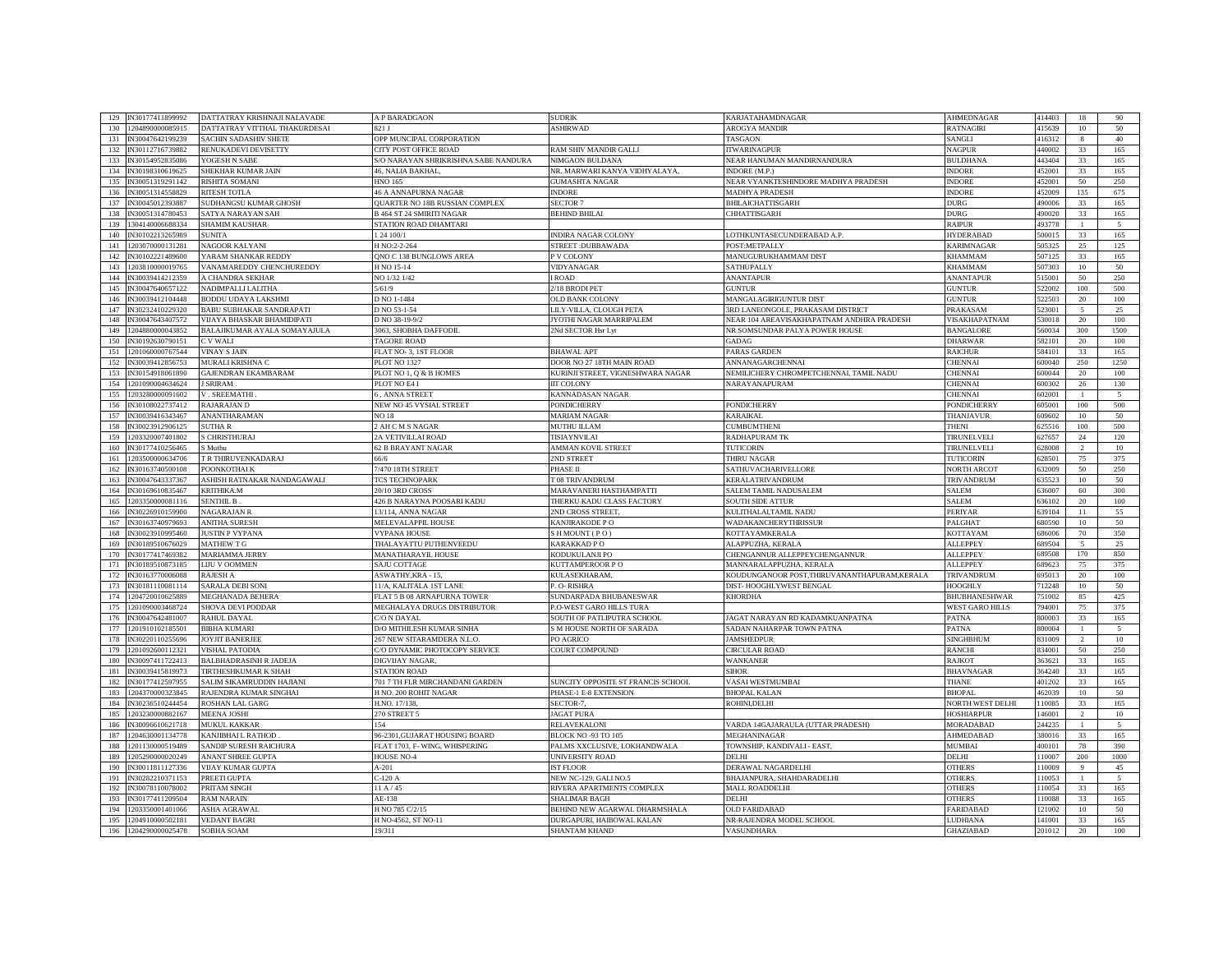| 129 | IN30177411899992 | DATTATRAY KRISHNAJI NALAVADE | A P BARADGAON | SUDRIK | KARJATAHAMDNAGAR | AHMEDNAGAR | 414403 | 18 | 90 |
|---|---|---|---|---|---|---|---|---|---|
| 130 | 1204890000085915 | DATTATRAY VITTHAL THAKURDESAI | 821 J | ASHIRWAD | AROGYA MANDIR | RATNAGIRI | 415639 | 10 | 50 |
| 131 | IN30047642199239 | SACHIN SADASHIV SHETE | OPP MUNCIPAL CORPORATION |  | TASGAON | SANGLI | 416312 | 8 | 40 |
| 132 | IN30112716739882 | RENUKADEVI DEVISETTY | CITY POST OFFICE ROAD | RAM SHIV MANDIR GALLI | ITWARINAGPUR | NAGPUR | 440002 | 33 | 165 |
| 133 | IN30154952835086 | YOGESH N SABE | S/O NARAYAN SHRIKRISHNA SABE NANDURA | NIMGAON BULDANA | NEAR HANUMAN MANDIRNANDURA | BULDHANA | 443404 | 33 | 165 |
| 134 | IN30198310619625 | SHEKHAR KUMAR JAIN | 46, NALIA BAKHAL, | NR. MARWARI KANYA VIDHYALAYA, | INDORE (M.P.) | INDORE | 452001 | 33 | 165 |
| 135 | IN30051319291142 | RISHITA SOMANI | HNO 165 | GUMASHTA NAGAR | NEAR VYANKTESHINDORE MADHYA PRADESH | INDORE | 452001 | 50 | 250 |
| 136 | IN30051314558829 | RITESH TOTLA | 46 A ANNAPURNA NAGAR | INDORE | MADHYA PRADESH | INDORE | 452009 | 135 | 675 |
| 137 | IN30045012393887 | SUDHANGSU KUMAR GHOSH | QUARTER NO 18B RUSSIAN COMPLEX | SECTOR 7 | BHILAICHATTISGARH | DURG | 490006 | 33 | 165 |
| 138 | IN30051314780453 | SATYA NARAYAN SAH | B 464 ST 24 SMIRITI NAGAR | BEHIND BHILAI | CHHATTISGARH | DURG | 490020 | 33 | 165 |
| 139 | 1304140006688334 | SHAMIM KAUSHAR | STATION ROAD DHAMTARI |  |  | RAIPUR | 493778 | 1 | 5 |
| 140 | IN30102213265989 | SUNITA | 1 24 100/1 | INDIRA NAGAR COLONY | LOTHKUNTASECUNDERABAD A.P. | HYDERABAD | 500015 | 33 | 165 |
| 141 | 1203070000131281 | NAGOOR KALYANI | H NO:2-2-264 | STREET :DUBBAWADA | POST:METPALLY | KARIMNAGAR | 505325 | 25 | 125 |
| 142 | IN30102221489600 | YARAM SHANKAR REDDY | QNO C 138 BUNGLOWS AREA | P V COLONY | MANUGURUKHAMMAM DIST | KHAMMAM | 507125 | 33 | 165 |
| 143 | 1203810000019765 | VANAMAREDDY CHENCHUREDDY | H NO 15-14 | VIDYANAGAR | SATHUPALLY | KHAMMAM | 507303 | 10 | 50 |
| 144 | IN30039414212359 | A CHANDRA SEKHAR | NO 1/32 1/42 | I ROAD |  | ANANTAPUR | 515001 | 50 | 250 |
| 145 | IN30047640657122 | NADIMPALLI LALITHA | 5/61/9 | 2/18 BRODI PET |  | GUNTUR | 522002 | 100 | 500 |
| 146 | IN30039412104448 | BODDU UDAYA LAKSHMI | D NO 1-1484 | OLD BANK COLONY | MANGALAGIRIGUNTUR DIST | GUNTUR | 522503 | 20 | 100 |
| 147 | IN30232410229320 | BABU SUBHAKAR SANDRAPATI | D NO 53-1-54 | LILY-VILLA, CLOUGH PETA | 3RD LANEONGOLE, PRAKASAM DISTRICT | PRAKASAM | 523001 | 5 | 25 |
| 148 | IN30047643407572 | VIJAYA BHASKAR BHAMIDIPATI | D NO 38-19-9/2 | JYOTHI NAGAR MARRIPALEM | NEAR 104 AREAVISAKHAPATNAM ANDHRA PRADESH | VISAKHAPATNAM | 530018 | 20 | 100 |
| 149 | 1204880000043852 | BALAJIKUMAR AYALA SOMAYAJULA | 3063, SHOBHA DAFFODIL | 2Nd SECTOR Hsr Lyt | NR SOMSUNDAR PALYA POWER HOUSE | BANGALORE | 560034 | 300 | 1500 |
| 150 | IN30192630790151 | C V WALI | TAGORE ROAD |  | GADAG | DHARWAR | 582101 | 20 | 100 |
| 151 | 1201060000767544 | VINAY S JAIN | FLAT NO- 3, 1ST FLOOR | BHAWAL APT | PARAS GARDEN | RAICHUR | 584101 | 33 | 165 |
| 152 | IN30039412856753 | MURALI KRISHNA C | PLOT NO 1327 | DOOR NO 27 18TH MAIN ROAD | ANNANAGARCHENNAI | CHENNAI | 600040 | 250 | 1250 |
| 153 | IN30154918061890 | GAJENDRAN EKAMBARAM | PLOT NO 1, Q & B HOMES | KURINJI STREET, VIGNESHWARA NAGAR | NEMILICHERY CHROMPETCHENNAI, TAMIL NADU | CHENNAI | 600044 | 20 | 100 |
| 154 | 1201090004634624 | J SRIRAM . | PLOT NO E4 I | IIT COLONY | NARAYANAPURAM | CHENNAI | 600302 | 26 | 130 |
| 155 | 1203280000091602 | V . SREEMATHI . | 6 , ANNA STREET | KANNADASAN NAGAR |  | CHENNAI | 602001 | 1 | 5 |
| 156 | IN30108022737412 | RAJARAJAN D | NEW NO 45 VYSIAL STREET | PONDICHERRY | PONDICHERRY | PONDICHERRY | 605001 | 100 | 500 |
| 157 | IN30039416343467 | ANANTHARAMAN | NO 18 | MARIAM NAGAR | KARAIKAL | THANJAVUR | 609602 | 10 | 50 |
| 158 | IN30023912906125 | SUTHA R | 2 AH C M S NAGAR | MUTHU ILLAM | CUMBUMTHENI | THENI | 625516 | 100 | 500 |
| 159 | 1203320007401802 | S CHRISTHURAJ | 2A VETIVILLAI ROAD | TISIAYNVILAI | RADHAPURAM TK | TIRUNELVELI | 627657 | 24 | 120 |
| 160 | IN30177410256465 | S Muthu | 62 B BRAYANT NAGAR | AMMAN KOVIL STREET | TUTICORIN | TIRUNELVELI | 628008 | 2 | 10 |
| 161 | 1203500000634706 | T R THIRUVENKADARAJ | 66/6 | 2ND STREET | THIRU NAGAR | TUTICORIN | 628501 | 75 | 375 |
| 162 | IN30163740500108 | POONKOTHAI K | 7/470 18TH STREET | PHASE II | SATHUVACHARIVELLORE | NORTH ARCOT | 632009 | 50 | 250 |
| 163 | IN30047643337367 | ASHISH RATNAKAR NANDAGAWALI | TCS TECHNOPARK | T 08 TRIVANDRUM | KERALATRIVANDRUM | TRIVANDRUM | 635523 | 10 | 50 |
| 164 | IN30169610835467 | KRITHIKA.M | 20/10 3RD CROSS | MARAVANERI HASTHAMPATTI | SALEM TAMIL NADUSALEM | SALEM | 636007 | 60 | 300 |
| 165 | 1203350000081116 | SENTHIL B . | 426 B NARAYNA POOSARI KADU | THERKU KADU CLASS FACTORY | SOUTH SIDE ATTUR | SALEM | 636102 | 20 | 100 |
| 166 | IN30226910159900 | NAGARAJAN R | 13/114, ANNA NAGAR | 2ND CROSS STREET, | KULITHALAI,TAMIL NADU | PERIYAR | 639104 | 11 | 55 |
| 167 | IN30163740979693 | ANITHA SURESH | MELEVALAPPIL HOUSE | KANJIRAKODE P O | WADAKANCHERYTHRISSUR | PALGHAT | 680590 | 10 | 50 |
| 168 | IN30023910995460 | JUSTIN P VYPANA | VYPANA HOUSE | S H MOUNT ( P O ) | KOTTAYAMKERALA | KOTTAYAM | 686006 | 70 | 350 |
| 169 | IN30189510676029 | MATHEW T G | THALAYATTU PUTHENVEEDU | KARAKKAD P O | ALAPPUZHA, KERALA | ALLEPPEY | 689504 | 5 | 25 |
| 170 | IN30177417469382 | MARIAMMA JERRY | MANATHARAYIL HOUSE | KODUKULANJI PO | CHENGANNUR ALLEPPEYCHENGANNUR | ALLEPPEY | 689508 | 170 | 850 |
| 171 | IN30189510873185 | LIJU V OOMMEN | SAJU COTTAGE | KUTTAMPEROOR P O | MANNARALAPPUZHA, KERALA | ALLEPPEY | 689623 | 75 | 375 |
| 172 | IN30163770006088 | RAJESH A | ASWATHY,KRA - 15, | KULASEKHARAM, | KOUDUNGANOOR POST,THIRUVANANTHAPURAM,KERALA | TRIVANDRUM | 695013 | 20 | 100 |
| 173 | IN30181110081114 | SARALA DEBI SONI | 11/A, KALITALA 1ST LANE | P. O- RISHRA | DIST- HOOGHLYWEST BENGAL | HOOGHLY | 712248 | 10 | 50 |
| 174 | 1204720010625889 | MEGHANADA BEHERA | FLAT 5 B 08 ARNAPURNA TOWER | SUNDARPADA BHUBANESWAR | KHORDHA | BHUBHANESHWAR | 751002 | 85 | 425 |
| 175 | 1201090003468724 | SHOVA DEVI PODDAR | MEGHALAYA DRUGS DISTRIBUTOR | P.O-WEST GARO HILLS TURA |  | WEST GARO HILLS | 794001 | 75 | 375 |
| 176 | IN30047642481007 | RAHUL DAYAL | C/O N DAYAL | SOUTH OF PATLIPUTRA SCHOOL | JAGAT NARAYAN RD KADAMKUANPATNA | PATNA | 800003 | 33 | 165 |
| 177 | 1201910102185501 | BIBHA KUMARI | D/O MITHILESH KUMAR SINHA | S M HOUSE NORTH OF SARADA | SADAN NAHARPAR TOWN PATNA | PATNA | 800004 | 1 | 5 |
| 178 | IN30220110255696 | JOYJIT BANERJEE | 267 NEW SITARAMDERA N.L.O. | PO AGRICO | JAMSHEDPUR | SINGHBHUM | 831009 | 2 | 10 |
| 179 | 1201092600112321 | VISHAL PATODIA | C/O DYNAMIC PHOTOCOPY SERVICE | COURT COMPOUND | CIRCULAR ROAD | RANCHI | 834001 | 50 | 250 |
| 180 | IN30097411722413 | BALBHADRASINH R JADEJA | DIGVIJAY NAGAR, |  | WANKANER | RAJKOT | 363621 | 33 | 165 |
| 181 | IN30039415819973 | TIRTHESHKUMAR K SHAH | STATION ROAD |  | SIHOR | BHAVNAGAR | 364240 | 33 | 165 |
| 182 | IN30177412597955 | SALIM SIKAMRUDDIN HAJIANI | 701 7 TH FLR MIRCHANDANI GARDEN | SUNCITY OPPOSITE ST FRANCIS SCHOOL | VASAI WESTMUMBAI | THANE | 401202 | 33 | 165 |
| 183 | 1204370000323845 | RAJENDRA KUMAR SINGHAI | H NO. 200 ROHIT NAGAR | PHASE-1 E-8 EXTENSION | BHOPAL KALAN | BHOPAL | 462039 | 10 | 50 |
| 184 | IN30236510244454 | ROSHAN LAL GARG | H.NO. 17/138, | SECTOR-7, | ROHINI,DELHI | NORTH WEST DELHI | 110085 | 33 | 165 |
| 185 | 1203230000882167 | MEENA JOSHI | 270 STREET 5 | JAGAT PURA |  | HOSHIARPUR | 146001 | 2 | 10 |
| 186 | IN30096610621718 | MUKUL KAKKAR | 154 | RELAVEKALONI | VARDA 14GAJARAULA (UTTAR PRADESH) | MORADABAD | 244235 | 1 | 5 |
| 187 | 1204630001134778 | KANJIBHAI L RATHOD . | 96-2301,GUJARAT HOUSING BOARD | BLOCK NO -93 TO 105 | MEGHANINAGAR | AHMEDABAD | 380016 | 33 | 165 |
| 188 | 1201130000519489 | SANDIP SURESH RAICHURA | FLAT 1703, F- WING, WHISPERING | PALMS XXCLUSIVE, LOKHANDWALA | TOWNSHIP, KANDIVALI - EAST, | MUMBAI | 400101 | 78 | 390 |
| 189 | 1205290000020249 | ANANT SHREE GUPTA | HOUSE NO-4 | UNIVERSITY ROAD | DELHI | DELHI | 110007 | 200 | 1000 |
| 190 | IN30011811127336 | VIJAY KUMAR GUPTA | A-201 | IST FLOOR | DERAWAL NAGARDELHI | OTHERS | 110009 | 9 | 45 |
| 191 | IN30282210371153 | PREETI GUPTA | C-120 A | NEW NC-129, GALI NO.5 | BHAJANPURA, SHAHDARADELHI | OTHERS | 110053 | 1 | 5 |
| 192 | IN30078110078002 | PRITAM SINGH | 11 A / 45 | RIVERA APARTMENTS COMPLEX | MALL ROADDELHI | OTHERS | 110054 | 33 | 165 |
| 193 | IN30177411209504 | RAM NARAIN | AE-138 | SHALIMAR BAGH | DELHI | OTHERS | 110088 | 33 | 165 |
| 194 | 1203350001401066 | ASHA AGRAWAL | H NO 785 C/2/15 | BEHIND NEW AGARWAL DHARMSHALA | OLD FARIDABAD | FARIDABAD | 121002 | 10 | 50 |
| 195 | 1204910000502181 | VEDANT BAGRI | H NO-4562, ST NO-11 | DURGAPURI, HAIBOWAL KALAN | NR-RAJENDRA MODEL SCHOOL | LUDHIANA | 141001 | 33 | 165 |
| 196 | 1204290000025478 | SOBHA SOAM | 19/311 | SHANTAM KHAND | VASUNDHARA | GHAZIABAD | 201012 | 20 | 100 |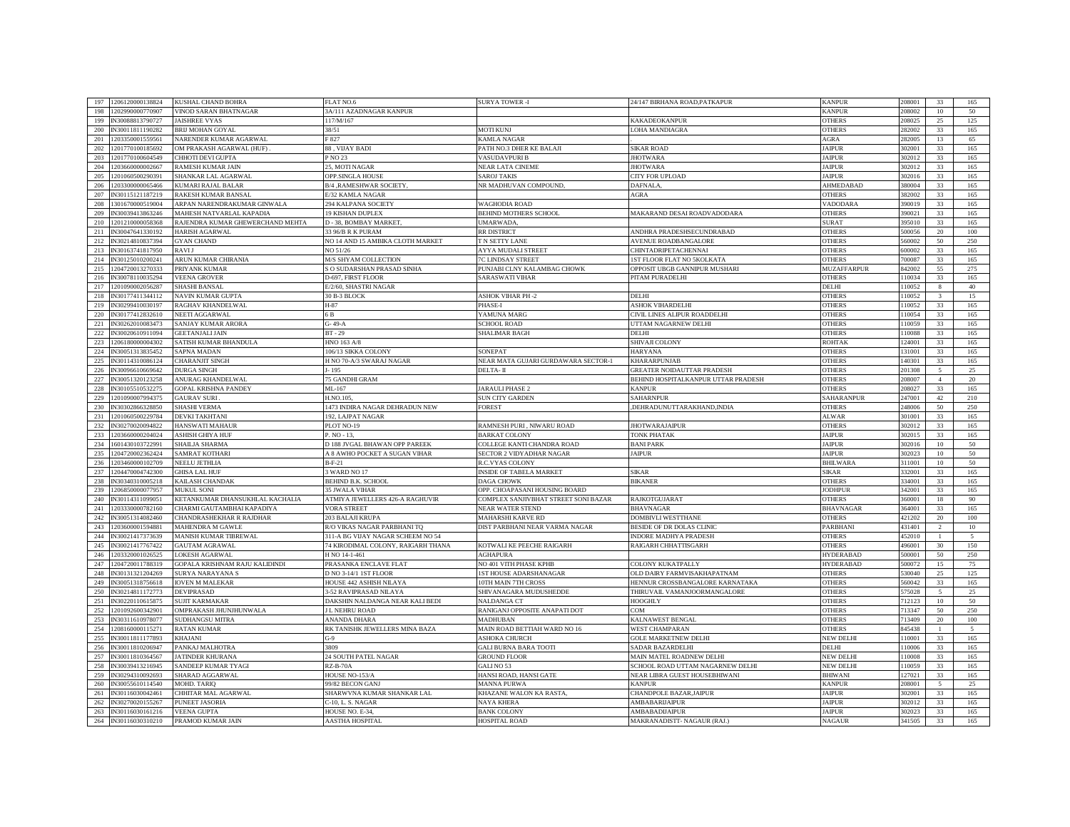| 197 | 1206120000138824 | KUSHAL CHAND BOHRA | FLAT NO.6 | SURYA TOWER -I | 24/147 BIRHANA ROAD,PATKAPUR | KANPUR | 208001 | 33 | 165 |
|---|---|---|---|---|---|---|---|---|---|
| 198 | 1202990000770907 | VINOD SARAN BHATNAGAR | 3A/111 AZADNAGAR KANPUR | | | KANPUR | 208002 | 10 | 50 |
| 199 | IN30088813790727 | JAISHREE VYAS | 117/M/167 | | KAKADEOKANPUR | OTHERS | 208025 | 25 | 125 |
| 200 | IN30011811190282 | BRIJ MOHAN GOYAL | 38/51 | MOTI KUNJ | LOHA MANDIAGRA | OTHERS | 282002 | 33 | 165 |
| 201 | 1203350001559561 | NARENDER KUMAR AGARWAL | F 827 | KAMLA NAGAR | | AGRA | 282005 | 13 | 65 |
| 202 | 1201770100185692 | OM PRAKASH AGARWAL (HUF) . | 88 , VIJAY BADI | PATH NO.3 DHER KE BALAJI | SIKAR ROAD | JAIPUR | 302001 | 33 | 165 |
| 203 | 1201770100604549 | CHHOTI DEVI GUPTA | P NO 23 | VASUDAVPURI B | JHOTWARA | JAIPUR | 302012 | 33 | 165 |
| 204 | 1203660000002667 | RAMESH KUMAR JAIN | 25, MOTI NAGAR | NEAR LATA CINEME | JHOTWARA | JAIPUR | 302012 | 33 | 165 |
| 205 | 1201060500290391 | SHANKAR LAL AGARWAL | OPP.SINGLA HOUSE | SAROJ TAKIS | CITY FOR UPLOAD | JAIPUR | 302016 | 33 | 165 |
| 206 | 1203300000065466 | KUMARI RAJAL BALAR | B/4 ,RAMESHWAR SOCIETY, | NR MADHUVAN COMPOUND, | DAFNALA, | AHMEDABAD | 380004 | 33 | 165 |
| 207 | IN30115121187219 | RAKESH KUMAR BANSAL | E/32 KAMLA NAGAR | | AGRA | OTHERS | 382002 | 33 | 165 |
| 208 | 1301670000519004 | ARPAN NARENDRAKUMAR GINWALA | 294 KALPANA SOCIETY | WAGHODIA ROAD | | VADODARA | 390019 | 33 | 165 |
| 209 | IN30039413863246 | MAHESH NATVARLAL KAPADIA | 19 KISHAN DUPLEX | BEHIND MOTHERS SCHOOL | MAKARAND DESAI ROADVADODARA | OTHERS | 390021 | 33 | 165 |
| 210 | 1201210000058368 | RAJENDRA KUMAR GHEWERCHAND MEHTA | D - 38, BOMBAY MARKET, | UMARWADA, | | SURAT | 395010 | 33 | 165 |
| 211 | IN30047641330192 | HARISH AGARWAL | 33 96/B R K PURAM | RR DISTRICT | ANDHRA PRADESHSECUNDRABAD | OTHERS | 500056 | 20 | 100 |
| 212 | IN30214810837394 | GYAN CHAND | NO 14 AND 15 AMBIKA CLOTH MARKET | T N SETTY LANE | AVENUE ROADBANGALORE | OTHERS | 560002 | 50 | 250 |
| 213 | IN30163741817950 | RAVI J | NO 51/26 | AYYA MUDALI STREET | CHINTADRIPETACHENNAI | OTHERS | 600002 | 33 | 165 |
| 214 | IN30125010200241 | ARUN KUMAR CHIRANIA | M/S SHYAM COLLECTION | 7C LINDSAY STREET | 1ST FLOOR FLAT NO 5KOLKATA | OTHERS | 700087 | 33 | 165 |
| 215 | 1204720013270333 | PRIYANK KUMAR | S O SUDARSHAN PRASAD SINHA | PUNJABI CLNY KALAMBAG CHOWK | OPPOSIT UBGB GANNIPUR MUSHARI | MUZAFFARPUR | 842002 | 55 | 275 |
| 216 | IN30078110035294 | VEENA GROVER | D-697, FIRST FLOOR | SARASWATI VIHAR | PITAM PURADELHI | OTHERS | 110034 | 33 | 165 |
| 217 | 1201090002056287 | SHASHI BANSAL | E/2/60, SHASTRI NAGAR | | | DELHI | 110052 | 8 | 40 |
| 218 | IN30177411344112 | NAVIN KUMAR GUPTA | 30 B-3 BLOCK | ASHOK VIHAR PH -2 | DELHI | OTHERS | 110052 | 3 | 15 |
| 219 | IN30299410030197 | RAGHAV KHANDELWAL | H-87 | PHASE-I | ASHOK VIHARDELHI | OTHERS | 110052 | 33 | 165 |
| 220 | IN30177412832610 | NEETI AGGARWAL | 6 B | YAMUNA MARG | CIVIL LINES ALIPUR ROADDELHI | OTHERS | 110054 | 33 | 165 |
| 221 | IN30262010083473 | SANJAY KUMAR ARORA | G- 49-A | SCHOOL ROAD | UTTAM NAGARNEW DELHI | OTHERS | 110059 | 33 | 165 |
| 222 | IN30020610911094 | GEETANJALI JAIN | BT - 29 | SHALIMAR BAGH | DELHI | OTHERS | 110088 | 33 | 165 |
| 223 | 1206180000004302 | SATISH KUMAR BHANDULA | HNO 163 A/8 | | SHIVAJI COLONY | ROHTAK | 124001 | 33 | 165 |
| 224 | IN30051313835452 | SAPNA MADAN | 106/13 SIKKA COLONY | SONEPAT | HARYANA | OTHERS | 131001 | 33 | 165 |
| 225 | IN30114310086124 | CHARANJIT SINGH | H NO 70-A/3 SWARAJ NAGAR | NEAR MATA GUJARI GURDAWARA SECTOR-1 | KHARARPUNJAB | OTHERS | 140301 | 33 | 165 |
| 226 | IN30096610669642 | DURGA SINGH | J- 195 | DELTA- II | GREATER NOIDAUTTAR PRADESH | OTHERS | 201308 | 5 | 25 |
| 227 | IN30051320123258 | ANURAG KHANDELWAL | 75 GANDHI GRAM | | BEHIND HOSPITALKANPUR UTTAR PRADESH | OTHERS | 208007 | 4 | 20 |
| 228 | IN30105510532275 | GOPAL KRISHNA PANDEY | ML-167 | JARAULI PHASE 2 | KANPUR | OTHERS | 208027 | 33 | 165 |
| 229 | 1201090007994375 | GAURAV SURI . | H.NO.105, | SUN CITY GARDEN | SAHARNPUR | SAHARANPUR | 247001 | 42 | 210 |
| 230 | IN30302866328850 | SHASHI VERMA | 1473 INDIRA NAGAR DEHRADUN NEW | FOREST | ,DEHRADUNUTTARAKHAND,INDIA | OTHERS | 248006 | 50 | 250 |
| 231 | 1201060500229784 | DEVKI TAKHTANI | 192, LAJPAT NAGAR | | | ALWAR | 301001 | 33 | 165 |
| 232 | IN30270020094822 | HANSWATI MAHAUR | PLOT NO-19 | RAMNESH PURI , NIWARU ROAD | JHOTWARAJAIPUR | OTHERS | 302012 | 33 | 165 |
| 233 | 1203660000204024 | ASHISH GHIYA HUF | P. NO - 13, | BARKAT COLONY | TONK PHATAK | JAIPUR | 302015 | 33 | 165 |
| 234 | 1601430103722991 | SHAILJA SHARMA | D 188 JVGAL BHAWAN OPP PAREEK | COLLEGE KANTI CHANDRA ROAD | BANI PARK | JAIPUR | 302016 | 10 | 50 |
| 235 | 1204720002362424 | SAMRAT KOTHARI | A 8 AWHO POCKET A SUGAN VIHAR | SECTOR 2 VIDYADHAR NAGAR | JAIPUR | JAIPUR | 302023 | 10 | 50 |
| 236 | 1203460000102709 | NEELU JETHLIA | B-F-21 | R.C.VYAS COLONY | | BHILWARA | 311001 | 10 | 50 |
| 237 | 1204470004742300 | GHISA LAL HUF | 3 WARD NO 17 | INSIDE OF TABELA MARKET | | SIKAR | 332001 | 33 | 165 |
| 238 | IN30340310005218 | KAILASH CHANDAK | BEHIND B.K. SCHOOL | DAGA CHOWK | BIKANER | OTHERS | 334001 | 33 | 165 |
| 239 | 1206850000077957 | MUKUL SONI | 35 JWALA VIHAR | OPP. CHOAPASANI HOUSING BOARD | | JODHPUR | 342001 | 33 | 165 |
| 240 | IN30114311099051 | KETANKUMAR DHANSUKHLAL KACHALIA | ATMIYA JEWELLERS 426-A RAGHUVIR | COMPLEX SANJIVBHAT STREET SONI BAZAR | RAJKOTGUJARAT | OTHERS | 360001 | 18 | 90 |
| 241 | 1203330000782160 | CHARMI GAUTAMBHAI KAPADIYA | VORA STREET | NEAR WATER STEND | BHAVNAGAR | BHAVNAGAR | 364001 | 33 | 165 |
| 242 | IN30051314082460 | CHANDRASHEKHAR R RAJDHAR | 203 BALAJI KRUPA | MAHARSHI KARVE RD | DOMBIVLI WESTTHANE | OTHERS | 421202 | 20 | 100 |
| 243 | 1203600001594881 | MAHENDRA M GAWLE | R/O VIKAS NAGAR PARBHANI TQ | DIST PARBHANI NEAR VARMA NAGAR | BESIDE OF DR DOLAS CLINIC | PARBHANI | 431401 | 2 | 10 |
| 244 | IN30021417373639 | MANISH KUMAR TIBREWAL | 311-A BG VIJAY NAGAR SCHEEM NO 54 | | INDORE MADHYA PRADESH | OTHERS | 452010 | 1 | 5 |
| 245 | IN30021417767422 | GAUTAM AGRAWAL | 74 KIRODIMAL COLONY, RAIGARH THANA | KOTWALI KE PEECHE RAIGARH | RAIGARH CHHATTISGARH | OTHERS | 496001 | 30 | 150 |
| 246 | 1203320001026525 | LOKESH AGARWAL | H NO 14-1-461 | AGHAPURA | | HYDERABAD | 500001 | 50 | 250 |
| 247 | 1204720011788319 | GOPALA KRISHNAM RAJU KALIDINDI | PRASANKA ENCLAVE FLAT | NO 401 VITH PHASE KPHB | COLONY KUKATPALLY | HYDERABAD | 500072 | 15 | 75 |
| 248 | IN30131321204269 | SURYA NARAYANA S | D NO 3-14/1 1ST FLOOR | 1ST HOUSE ADARSHANAGAR | OLD DAIRY FARMVISAKHAPATNAM | OTHERS | 530040 | 25 | 125 |
| 249 | IN30051318756618 | IOVEN M MALEKAR | HOUSE 442 ASHISH NILAYA | 10TH MAIN 7TH CROSS | HENNUR CROSSBANGALORE KARNATAKA | OTHERS | 560042 | 33 | 165 |
| 250 | IN30214811172773 | DEVIPRASAD | 3-52 RAVIPRASAD NILAYA | SHIVANAGARA MUDUSHEDDE | THIRUVAIL VAMANJOORMANGALORE | OTHERS | 575028 | 5 | 25 |
| 251 | IN30220110615875 | SUJIT KARMAKAR | DAKSHIN NALDANGA NEAR KALI BEDI | NALDANGA CT | HOOGHLY | OTHERS | 712123 | 10 | 50 |
| 252 | 1201092600342901 | OMPRAKASH JHUNJHUNWALA | J L NEHRU ROAD | RANIGANJ OPPOSITE ANAPATI DOT | COM | OTHERS | 713347 | 50 | 250 |
| 253 | IN30311610978077 | SUDHANGSU MITRA | ANANDA DHARA | MADHUBAN | KALNAWEST BENGAL | OTHERS | 713409 | 20 | 100 |
| 254 | 1208160000115271 | RATAN KUMAR | RK TANISHK JEWELLERS MINA BAZA | MAIN ROAD BETTIAH WARD NO 16 | WEST CHAMPARAN | OTHERS | 845438 | 1 | 5 |
| 255 | IN30011811177893 | KHAJANI | G-9 | ASHOKA CHURCH | GOLE MARKETNEW DELHI | NEW DELHI | 110001 | 33 | 165 |
| 256 | IN30011810206947 | PANKAJ MALHOTRA | 3809 | GALI BURNA BARA TOOTI | SADAR BAZARDELHI | DELHI | 110006 | 33 | 165 |
| 257 | IN30011810364567 | JATINDER KHURANA | 24 SOUTH PATEL NAGAR | GROUND FLOOR | MAIN MATEL ROADNEW DELHI | NEW DELHI | 110008 | 33 | 165 |
| 258 | IN30039413216945 | SANDEEP KUMAR TYAGI | RZ-B-70A | GALI NO 53 | SCHOOL ROAD UTTAM NAGARNEW DELHI | NEW DELHI | 110059 | 33 | 165 |
| 259 | IN30294310092693 | SHARAD AGGARWAL | HOUSE NO-153/A | HANSI ROAD, HANSI GATE | NEAR LIBRA GUEST HOUSEBHIWANI | BHIWANI | 127021 | 33 | 165 |
| 260 | IN30055610114540 | MOHD. TARIQ | 99/82 BECON GANJ | MANNA PURWA | KANPUR | KANPUR | 208001 | 5 | 25 |
| 261 | IN30116030042461 | CHHITAR MAL AGARWAL | SHARWVNA KUMAR SHANKAR LAL | KHAZANE WALON KA RASTA, | CHANDPOLE BAZAR,JAIPUR | JAIPUR | 302001 | 33 | 165 |
| 262 | IN30270020155267 | PUNEET JASORIA | C-10, L. S. NAGAR | NAYA KHERA | AMBABARIJAIPUR | JAIPUR | 302012 | 33 | 165 |
| 263 | IN30116030161216 | VEENA GUPTA | HOUSE NO. E-34, | BANK COLONY | AMBABADIJAIPUR | JAIPUR | 302023 | 33 | 165 |
| 264 | IN30116030310210 | PRAMOD KUMAR JAIN | AASTHA HOSPITAL | HOSPITAL ROAD | MAKRANADISTT- NAGAUR (RAJ.) | NAGAUR | 341505 | 33 | 165 |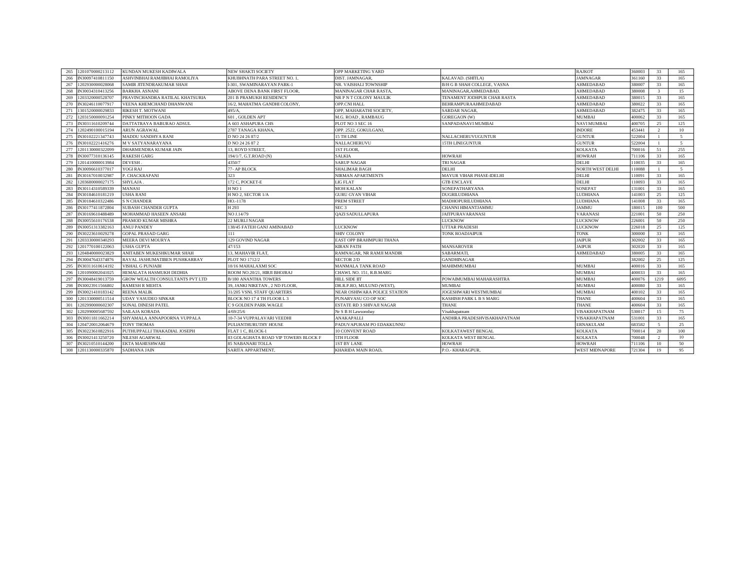| | | | | | | | | | |
|---|---|---|---|---|---|---|---|---|---|
| 265 | 1201070000213112 | KUNDAN MUKESH KADIWALA | NEW SHAKTI SOCIETY | OPP MARKETING YARD | | RAJKOT | 360003 | 33 | 165 |
| 266 | IN30097410811150 | ASHVINBHAI RAMJIBHAI RAMOLIYA | KHUBHNATH PARA STREET NO. 1, | DIST. JAMNAGAR, | KALAVAD. (SHITLA) | JAMNAGAR | 361160 | 33 | 165 |
| 267 | 1202930000028068 | SAMIR JITENDRAKUMAR SHAH | I-301, SWAMINARAYAN PARK-1 | NR. VAISHALI TOWNSHIP | B/H G B SHAH COLLEGE, VASNA | AHMEDABAD | 380007 | 33 | 165 |
| 268 | IN30034310413256 | BARKHA ASNANI | ABOVE DENA BANK FIRST FLOOR, | MANINAGAR CHAR RASTA, | MANINAGAR,AHMEDABAD. | AHMEDABAD | 380008 | 3 | 15 |
| 269 | 1203320000528707 | PRAVINCHANDRA RATILAL KHATSURIA | 201 B PRAMUKH RESIDENCY | NR P N T COLONY MAULIK | TENAMENT JODHPUR CHAR RASTA | AHMEDABAD | 380015 | 33 | 165 |
| 270 | IN30246110077917 | VEENA KHEMCHAND DHANWANI | 16/2, MAHATMA GANDHI COLONY, | OPP.CNI HALL | BEHRAMPURAAHMEDABAD | AHMEDABAD | 380022 | 33 | 165 |
| 271 | 1301520000029833 | RIKESH T. MOTWANI | 495/A, | OPP. MAHARATHI SOCIETY, | SARDAR NAGAR, | AHMEDABAD | 382475 | 33 | 165 |
| 272 | 1203150000091254 | PINKY MITHOON GADA | 601 , GOLDEN APT | M.G. ROAD , RAMBAUG | GOREGAON (W) | MUMBAI | 400062 | 33 | 165 |
| 273 | IN30311610209744 | DATTATRAYA BABURAO ADSUL | A 603 ASHAPURA CHS | PLOT NO 3 SEC 16 | SANPADANAVI MUMBAI | NAVI MUMBAI | 400705 | 25 | 125 |
| 274 | 1202490100015194 | ARUN AGRAWAL | 2787 TANAGA KHANA, | OPP. 2522, GOKULGANJ, | | INDORE | 453441 | 2 | 10 |
| 275 | IN30102221347743 | MADDU SANDHYA RANI | D NO 24 26 87/2 | 15 TH LINE | NALLACHERUVUGUNTUR | GUNTUR | 522004 | 1 | 5 |
| 276 | IN30102221416276 | M V SATYANARAYANA | D NO 24 26 87 2 | NALLACHERUVU | 15TH LINEGUNTUR | GUNTUR | 522004 | 1 | 5 |
| 277 | 1201130000322099 | DHARMENDRA KUMAR JAIN | 13, ROYD STREET, | 1ST FLOOR, | | KOLKATA | 700016 | 51 | 255 |
| 278 | IN30077310136145 | RAKESH GARG | 194/1/7, G.T.ROAD (N) | SALKIA | HOWRAH | HOWRAH | 711106 | 33 | 165 |
| 279 | 1201410000013984 | DEVESH . | 4350/7 | SARUP NAGAR | TRI NAGAR | DELHI | 110035 | 33 | 165 |
| 280 | IN30096610377017 | YOGI RAJ | 77- AP BLOCK | SHALIMAR BAGH | DELHI | NORTH WEST DELHI | 110088 | 1 | 5 |
| 281 | IN30167010032987 | P. CHACKRAPANI | 323 | NIRMAN APARTMENTS | MAYUR VIHAR PHASE-IDELHI | DELHI | 110091 | 33 | 165 |
| 282 | 1203680000027175 | SHYLAJA . | 172 C, POCKET-E | LIG FLAT | GTB ENCLAVE | DELHI | 110093 | 33 | 165 |
| 283 | IN30114310589339 | MANASI | H NO 1 | MOH KALAN | SONEPATHARYANA | SONEPAT | 131001 | 33 | 165 |
| 284 | IN30184610181219 | USHA RANI | H NO 2, SECTOR 1/A | GURU GYAN VIHAR | DUGRILUDHIANA | LUDHIANA | 141003 | 25 | 125 |
| 285 | IN30184610322486 | S N CHANDER | HO.-1178 | PREM STREET | MADHOPURILUDHIANA | LUDHIANA | 141008 | 33 | 165 |
| 286 | IN30177411872804 | SUBASH CHANDER GUPTA | H 293 | SEC 3 | CHANNI HIMANTJAMMU | JAMMU | 180015 | 100 | 500 |
| 287 | IN30169610488489 | MOHAMMAD HASEEN ANSARI | NO J.14/79 | QAZI SADULLAPURA | JAITPURAVARANASI | VARANASI | 221001 | 50 | 250 |
| 288 | IN30055610176538 | PRAMOD KUMAR MISHRA | 22 MURLI NAGAR | | LUCKNOW | LUCKNOW | 226001 | 50 | 250 |
| 289 | IN30051313382163 | ANUJ PANDEY | 138/45 FATEH GANJ AMINABAD | LUCKNOW | UTTAR PRADESH | LUCKNOW | 226018 | 25 | 125 |
| 290 | IN30223610029278 | GOPAL PRASAD GARG | 111 | SHIV COLONY | TONK ROADJAIPUR | TONK | 300000 | 33 | 165 |
| 291 | 1203330000340293 | MEERA DEVI MOURYA | 129 GOVIND NAGAR | EAST OPP BRAHMPURI THANA | | JAIPUR | 302002 | 33 | 165 |
| 292 | 1201770100122063 | USHA GUPTA | 47/153 | KIRAN PATH | MANSAROVER | JAIPUR | 302020 | 33 | 165 |
| 293 | 1204840000023829 | ANITABEN MUKESHKUMAR SHAH | 13, MAHAVIR FLAT, | RAMNAGAR, NR RAMJI MANDIR | SABARMATI, | AHMEDABAD | 380005 | 33 | 165 |
| 294 | IN30047643374876 | RAVAL JASHUMATIBEN PUSHKARRAY | PLOT NO 1712/2 | SECTOR 2/D | GANDHINAGAR | | 382002 | 25 | 125 |
| 295 | IN30311610614192 | VISHAL G PUNJABI | 10/16 MAHALAXMI SOC | MANMALA TANK ROAD | MAHIMMUMBAI | MUMBAI | 400016 | 33 | 165 |
| 296 | 1201090002041025 | HEMALATA HASMUKH DEDHIA | ROOM NO.20/21, HIRJI BHOJRAJ | CHAWL NO. 151, R.B.MARG | | MUMBAI | 400033 | 33 | 165 |
| 297 | IN30048419013759 | GROW WEALTH CONSULTANTS PVT LTD | B/180 ANANTHA TOWERS | HILL SIDE IIT | POWAIMUMBAI MAHARASHTRA | MUMBAI | 400076 | 1219 | 6095 |
| 298 | IN30023911566802 | RAMESH R MEHTA | 39, JANKI NIKETAN , 2 ND FLOOR, | DR.R.P.RO, MULUND (WEST), | MUMBAI | MUMBAI | 400080 | 33 | 165 |
| 299 | IN30021410183142 | REENA MALIK | 31/205 VSNL STAFF QUARTERS | NEAR OSHIWARA POLICE STATION | JOGESHWARI WESTMUMBAI | MUMBAI | 400102 | 33 | 165 |
| 300 | 1201330000511514 | UDAY VASUDEO SINKAR | BLOCK NO 17 4 TH FLOOR L 3 | PUNARVASU CO OP SOC | KASHISH PARK L B S MARG | THANE | 400604 | 33 | 165 |
| 301 | 1202990000602307 | SONAL DINESH PATEL | C 9 GOLDEN PARK WAGLE | ESTATE RD 3 SHIVAJI NAGAR | THANE | THANE | 400604 | 33 | 165 |
| 302 | 1202990005687592 | SAILAJA KORADA | 4/69/25/6 | Nr S B H Lawsonsbay | Visakhapatnam | VISAKHAPATNAM | 530017 | 15 | 75 |
| 303 | IN30011811662214 | SHYAMALA ANNAPOORNA VUPPALA | 10-7-34 VUPPALAVARI VEEDHI | ANAKAPALLI | ANDHRA PRADESHVISAKHAPATNAM | VISAKHAPATNAM | 531001 | 33 | 165 |
| 304 | 1204720012064679 | TONY THOMAS | PULIANTHURUTHY HOUSE | PADUVAPURAM PO EDAKKUNNU | | ERNAKULAM | 683582 | 5 | 25 |
| 305 | IN30223610822916 | PUTHUPPALLI THAKADIAL JOSEPH | FLAT 1 C, BLOCK-1 | 10 CONVENT ROAD | KOLKATAWEST BENGAL | KOLKATA | 700014 | 20 | 100 |
| 306 | IN30021413250720 | NILESH AGARWAL | 83 GOLAGHATA ROAD VIP TOWERS BLOCK F | 5TH FLOOR | KOLKATA WEST BENGAL | KOLKATA | 700048 | 2 | 10 |
| 307 | IN30210510144200 | EKTA MAHESHWARI | 85 NABANARI TOLLA | 1ST BY LANE | HOWRAH | HOWRAH | 711106 | 10 | 50 |
| 308 | 1201130000335870 | SADHANA JAIN | SARITA APPARTMENT, | KHARIDA MAIN ROAD, | P.O.- KHARAGPUR, | WEST MIDNAPORE | 721304 | 19 | 95 |